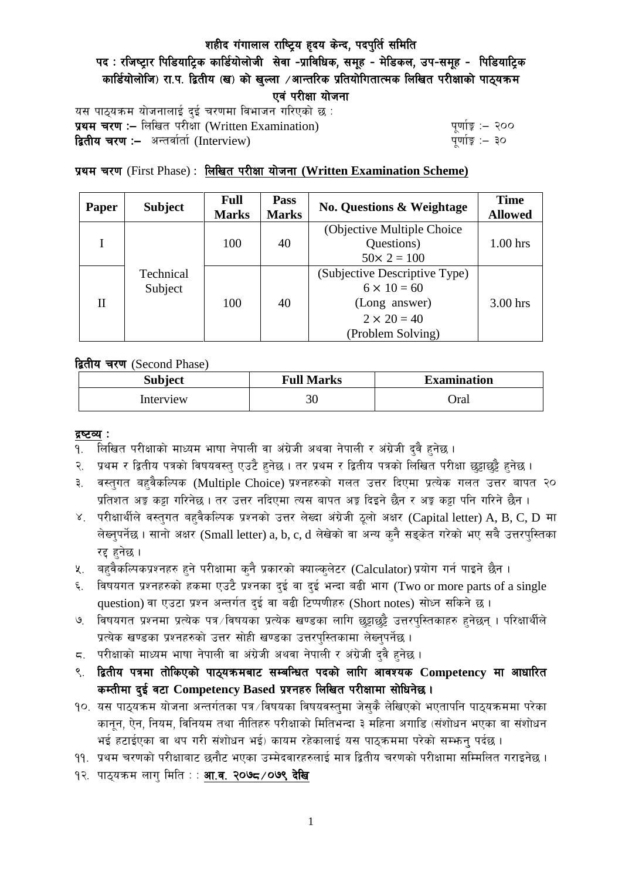# शहीद गंगालाल राष्ट्रिय हृदय केन्द, पदपुर्ति समिति

## पद : रजिष्ट्रार पिडियाट्रिक कार्डियोलोजी सेवा -प्राविधिक, समूह - मेडिकल, उप-समूह - पिडियाट्रिक कार्डियोलोजि) रा.प. द्वितीय (ख) को खुल्ला /आन्तरिक प्रतियोगितात्मक लिखित परीक्षाको पाठ्यक्रम एवं परीक्षा योजना

यस पाठ्यक्रम योजनालाई दुई चरणमा विभाजन गरिएको छ :

**प्रथम चरण :–** लिखित परीक्षा (Written Examination) पूर्णाङ्क :– २००

**द्वितीय चरण :–** अन्तर्वार्ता (Interview) पूर्णाङ्क :– ३०

**प्रथम चरण** (First Phase) : **लिखित परीक्षा योजना (Written Examination Scheme)**

| Paper | Subject | Full Marks | Pass Marks | No. Questions & Weightage | Time Allowed |
|---|---|---|---|---|---|
| I | Technical Subject | 100 | 40 | (Objective Multiple Choice Questions) $50 \times 2 = 100$ | 1.00 hrs |
| II | | 100 | 40 | (Subjective Descriptive Type) $6 \times 10 = 60$ (Long answer) $2 \times 20 = 40$ (Problem Solving) | 3.00 hrs |

**द्वितीय चरण** (Second Phase)

| Subject | Full Marks | Examination |
|---|---|---|
| Interview | 30 | Oral |

**द्रष्टव्य :**

१. लिखित परीक्षाको माध्यम भाषा नेपाली वा अंग्रेजी अथवा नेपाली र अंग्रेजी दुवै हुनेछ ।

२. प्रथम र द्वितीय पत्रको विषयवस्तु एउटै हुनेछ । तर प्रथम र द्वितीय पत्रको लिखित परीक्षा छुट्टाछुट्टै हुनेछ ।

३. वस्तुगत बहुवैकल्पिक (Multiple Choice) प्रश्नहरुको गलत उत्तर दिएमा प्रत्येक गलत उत्तर बापत २० प्रतिशत अङ्क कट्टा गरिनेछ । तर उत्तर नदिएमा त्यस बापत अङ्क दिइने छैन र अङ्क कट्टा पनि गरिने छैन ।

४. परीक्षार्थीले वस्तुगत बहुवैकल्पिक प्रश्नको उत्तर लेख्दा अंग्रेजी ठूलो अक्षर (Capital letter) A, B, C, D मा लेख्नुपर्नेछ । सानो अक्षर (Small letter) a, b, c, d लेखेको वा अन्य कुनै सङ्केत गरेको भए सबै उत्तरपुस्तिका रद्द हुनेछ ।

५. बहुवैकल्पिकप्रश्नहरु हुने परीक्षामा कुनै प्रकारको क्याल्कुलेटर (Calculator) प्रयोग गर्न पाइने छैन ।

६. विषयगत प्रश्नहरुको हकमा एउटै प्रश्नका दुई वा दुई भन्दा बढी भाग (Two or more parts of a single question) वा एउटा प्रश्न अन्तर्गत दुई वा बढी टिप्पणीहरु (Short notes) सोध्न सकिने छ ।

७. विषयगत प्रश्नमा प्रत्येक पत्र/विषयका प्रत्येक खण्डका लागि छुट्टाछुट्टै उत्तरपुस्तिकाहरु हुनेछन् । परिक्षार्थीले प्रत्येक खण्डका प्रश्नहरुको उत्तर सोही खण्डका उत्तरपुस्तिकामा लेख्नुपर्नेछ ।

८. परीक्षाको माध्यम भाषा नेपाली वा अंग्रेजी अथवा नेपाली र अंग्रेजी दुवै हुनेछ ।

९. **द्वितीय पत्रमा तोकिएको पाठ्यक्रमबाट सम्बन्धित पदको लागि आवश्यक Competency मा आधारित कम्तीमा दुई वटा Competency Based प्रश्नहरु लिखित परीक्षामा सोधिनेछ ।**

१०. यस पाठ्यक्रम योजना अन्तर्गतका पत्र/विषयका विषयवस्तुमा जेसुकै लेखिएको भएतापनि पाठ्यक्रममा परेका कानून, ऐन, नियम, विनियम तथा नीतिहरु परीक्षाको मितिभन्दा ३ महिना अगाडि (संशोधन भएका वा संशोधन भई हटाईएका वा थप गरी संशोधन भई) कायम रहेकालाई यस पाठ्क्रममा परेको सम्झनु पर्दछ ।

११. प्रथम चरणको परीक्षाबाट छनौट भएका उम्मेदवारहरुलाई मात्र द्वितीय चरणको परीक्षामा सम्मिलित गराइनेछ ।

१२. पाठ्यक्रम लागु मिति : : **आ.व. २०७८/०७९ देखि**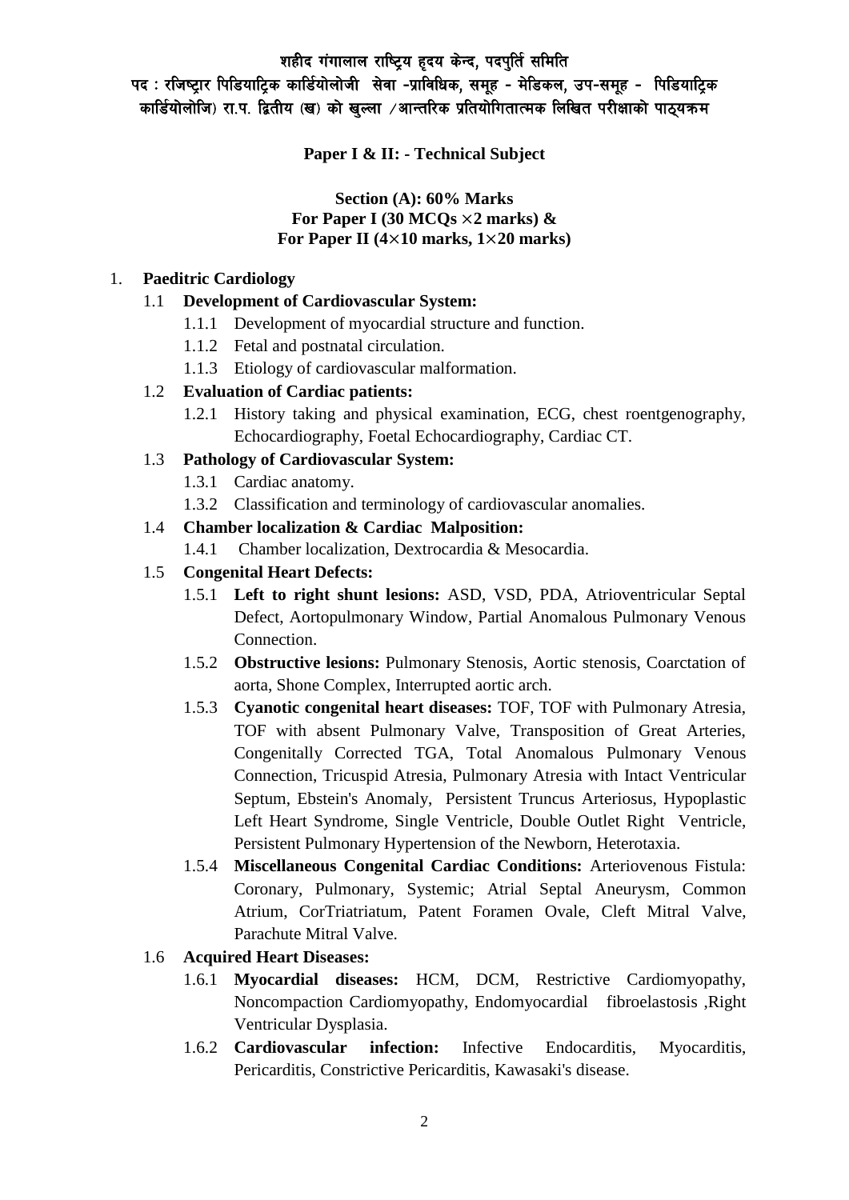**शहीद गंगालाल राष्ट्रिय हृदय केन्द, पदपुर्ति समिति**
**पद : रजिष्ट्रार पिडियाट्रिक कार्डियोलोजी सेवा -प्राविधिक, समूह - मेडिकल, उप-समूह - पिडियाट्रिक कार्डियोलोजि) रा.प. द्वितीय (ख) को खुल्ला /आन्तरिक प्रतियोगितात्मक लिखित परीक्षाको पाठ्यक्रम**

## Paper I & II: - Technical Subject

### Section (A): 60% Marks
### For Paper I (30 MCQs ×2 marks) &
### For Paper II (4×10 marks, 1×20 marks)

1. **Paeditric Cardiology**

   1.1 **Development of Cardiovascular System:**

   - 1.1.1 Development of myocardial structure and function.
   - 1.1.2 Fetal and postnatal circulation.
   - 1.1.3 Etiology of cardiovascular malformation.

   1.2 **Evaluation of Cardiac patients:**

   - 1.2.1 History taking and physical examination, ECG, chest roentgenography, Echocardiography, Foetal Echocardiography, Cardiac CT.

   1.3 **Pathology of Cardiovascular System:**

   - 1.3.1 Cardiac anatomy.
   - 1.3.2 Classification and terminology of cardiovascular anomalies.

   1.4 **Chamber localization & Cardiac Malposition:**

   - 1.4.1 Chamber localization, Dextrocardia & Mesocardia.

   1.5 **Congenital Heart Defects:**

   - 1.5.1 **Left to right shunt lesions:** ASD, VSD, PDA, Atrioventricular Septal Defect, Aortopulmonary Window, Partial Anomalous Pulmonary Venous Connection.
   - 1.5.2 **Obstructive lesions:** Pulmonary Stenosis, Aortic stenosis, Coarctation of aorta, Shone Complex, Interrupted aortic arch.
   - 1.5.3 **Cyanotic congenital heart diseases:** TOF, TOF with Pulmonary Atresia, TOF with absent Pulmonary Valve, Transposition of Great Arteries, Congenitally Corrected TGA, Total Anomalous Pulmonary Venous Connection, Tricuspid Atresia, Pulmonary Atresia with Intact Ventricular Septum, Ebstein's Anomaly, Persistent Truncus Arteriosus, Hypoplastic Left Heart Syndrome, Single Ventricle, Double Outlet Right Ventricle, Persistent Pulmonary Hypertension of the Newborn, Heterotaxia.
   - 1.5.4 **Miscellaneous Congenital Cardiac Conditions:** Arteriovenous Fistula: Coronary, Pulmonary, Systemic; Atrial Septal Aneurysm, Common Atrium, CorTriatriatum, Patent Foramen Ovale, Cleft Mitral Valve, Parachute Mitral Valve.

   1.6 **Acquired Heart Diseases:**

   - 1.6.1 **Myocardial diseases:** HCM, DCM, Restrictive Cardiomyopathy, Noncompaction Cardiomyopathy, Endomyocardial fibroelastosis ,Right Ventricular Dysplasia.
   - 1.6.2 **Cardiovascular infection:** Infective Endocarditis, Myocarditis, Pericarditis, Constrictive Pericarditis, Kawasaki's disease.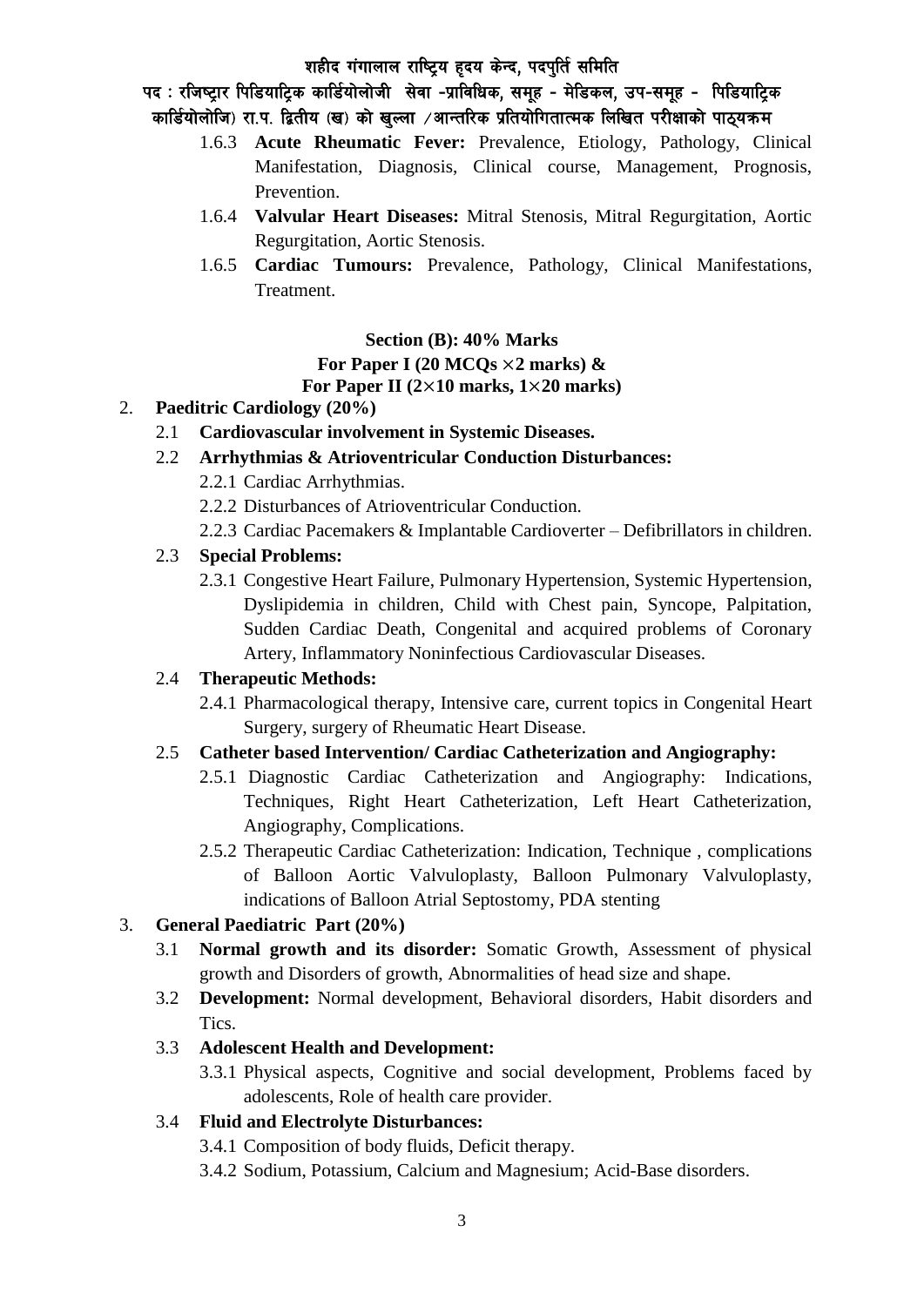- 1.6.3 **Acute Rheumatic Fever:** Prevalence, Etiology, Pathology, Clinical Manifestation, Diagnosis, Clinical course, Management, Prognosis, Prevention.
- 1.6.4 **Valvular Heart Diseases:** Mitral Stenosis, Mitral Regurgitation, Aortic Regurgitation, Aortic Stenosis.
- 1.6.5 **Cardiac Tumours:** Prevalence, Pathology, Clinical Manifestations, Treatment.

**Section (B): 40% Marks**
**For Paper I (20 MCQs ×2 marks) &**
**For Paper II (2×10 marks, 1×20 marks)**

2. **Paeditric Cardiology (20%)**
   - 2.1 **Cardiovascular involvement in Systemic Diseases.**
   - 2.2 **Arrhythmias & Atrioventricular Conduction Disturbances:**
     - 2.2.1 Cardiac Arrhythmias.
     - 2.2.2 Disturbances of Atrioventricular Conduction.
     - 2.2.3 Cardiac Pacemakers & Implantable Cardioverter – Defibrillators in children.
   - 2.3 **Special Problems:**
     - 2.3.1 Congestive Heart Failure, Pulmonary Hypertension, Systemic Hypertension, Dyslipidemia in children, Child with Chest pain, Syncope, Palpitation, Sudden Cardiac Death, Congenital and acquired problems of Coronary Artery, Inflammatory Noninfectious Cardiovascular Diseases.
   - 2.4 **Therapeutic Methods:**
     - 2.4.1 Pharmacological therapy, Intensive care, current topics in Congenital Heart Surgery, surgery of Rheumatic Heart Disease.
   - 2.5 **Catheter based Intervention/ Cardiac Catheterization and Angiography:**
     - 2.5.1 Diagnostic Cardiac Catheterization and Angiography: Indications, Techniques, Right Heart Catheterization, Left Heart Catheterization, Angiography, Complications.
     - 2.5.2 Therapeutic Cardiac Catheterization: Indication, Technique , complications of Balloon Aortic Valvuloplasty, Balloon Pulmonary Valvuloplasty, indications of Balloon Atrial Septostomy, PDA stenting

3. **General Paediatric Part (20%)**
   - 3.1 **Normal growth and its disorder:** Somatic Growth, Assessment of physical growth and Disorders of growth, Abnormalities of head size and shape.
   - 3.2 **Development:** Normal development, Behavioral disorders, Habit disorders and Tics.
   - 3.3 **Adolescent Health and Development:**
     - 3.3.1 Physical aspects, Cognitive and social development, Problems faced by adolescents, Role of health care provider.
   - 3.4 **Fluid and Electrolyte Disturbances:**
     - 3.4.1 Composition of body fluids, Deficit therapy.
     - 3.4.2 Sodium, Potassium, Calcium and Magnesium; Acid-Base disorders.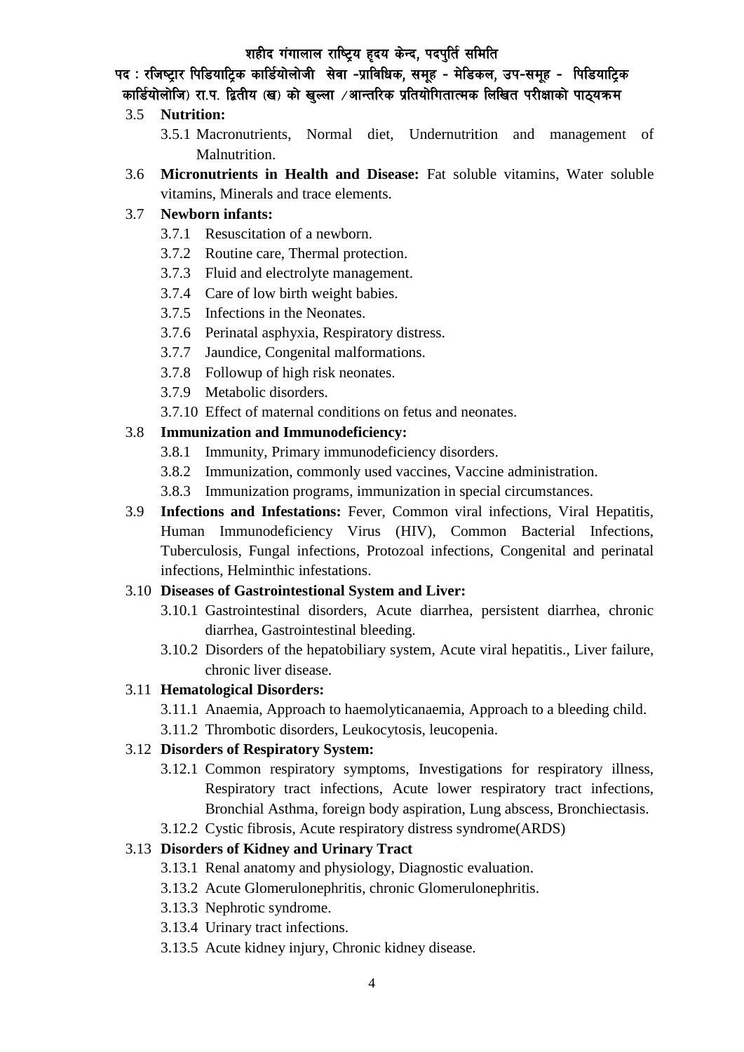3.5 **Nutrition:**

3.5.1 Macronutrients, Normal diet, Undernutrition and management of Malnutrition.

3.6 **Micronutrients in Health and Disease:** Fat soluble vitamins, Water soluble vitamins, Minerals and trace elements.

3.7 **Newborn infants:**

3.7.1 Resuscitation of a newborn.

3.7.2 Routine care, Thermal protection.

3.7.3 Fluid and electrolyte management.

3.7.4 Care of low birth weight babies.

3.7.5 Infections in the Neonates.

3.7.6 Perinatal asphyxia, Respiratory distress.

3.7.7 Jaundice, Congenital malformations.

3.7.8 Followup of high risk neonates.

3.7.9 Metabolic disorders.

3.7.10 Effect of maternal conditions on fetus and neonates.

3.8 **Immunization and Immunodeficiency:**

3.8.1 Immunity, Primary immunodeficiency disorders.

3.8.2 Immunization, commonly used vaccines, Vaccine administration.

3.8.3 Immunization programs, immunization in special circumstances.

3.9 **Infections and Infestations:** Fever, Common viral infections, Viral Hepatitis, Human Immunodeficiency Virus (HIV), Common Bacterial Infections, Tuberculosis, Fungal infections, Protozoal infections, Congenital and perinatal infections, Helminthic infestations.

3.10 **Diseases of Gastrointestional System and Liver:**

3.10.1 Gastrointestinal disorders, Acute diarrhea, persistent diarrhea, chronic diarrhea, Gastrointestinal bleeding.

3.10.2 Disorders of the hepatobiliary system, Acute viral hepatitis., Liver failure, chronic liver disease.

3.11 **Hematological Disorders:**

3.11.1 Anaemia, Approach to haemolyticanaemia, Approach to a bleeding child.

3.11.2 Thrombotic disorders, Leukocytosis, leucopenia.

3.12 **Disorders of Respiratory System:**

3.12.1 Common respiratory symptoms, Investigations for respiratory illness, Respiratory tract infections, Acute lower respiratory tract infections, Bronchial Asthma, foreign body aspiration, Lung abscess, Bronchiectasis.

3.12.2 Cystic fibrosis, Acute respiratory distress syndrome(ARDS)

3.13 **Disorders of Kidney and Urinary Tract**

3.13.1 Renal anatomy and physiology, Diagnostic evaluation.

3.13.2 Acute Glomerulonephritis, chronic Glomerulonephritis.

3.13.3 Nephrotic syndrome.

3.13.4 Urinary tract infections.

3.13.5 Acute kidney injury, Chronic kidney disease.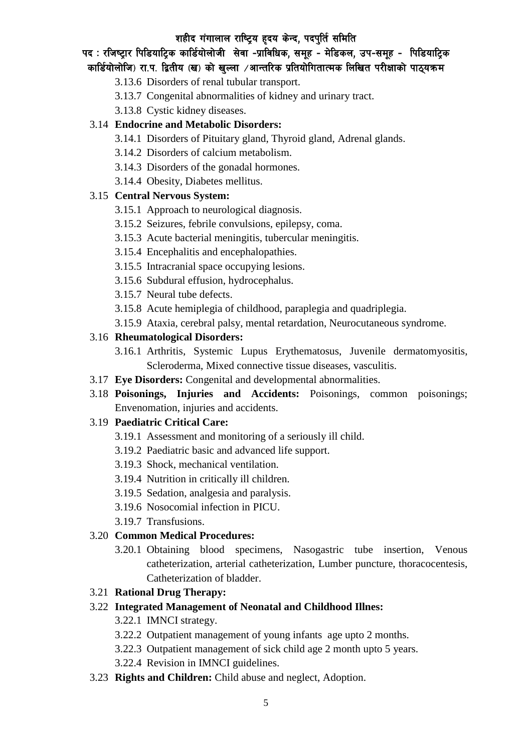- 3.13.6 Disorders of renal tubular transport.
- 3.13.7 Congenital abnormalities of kidney and urinary tract.
- 3.13.8 Cystic kidney diseases.

3.14 **Endocrine and Metabolic Disorders:**

- 3.14.1 Disorders of Pituitary gland, Thyroid gland, Adrenal glands.
- 3.14.2 Disorders of calcium metabolism.
- 3.14.3 Disorders of the gonadal hormones.
- 3.14.4 Obesity, Diabetes mellitus.

3.15 **Central Nervous System:**

- 3.15.1 Approach to neurological diagnosis.
- 3.15.2 Seizures, febrile convulsions, epilepsy, coma.
- 3.15.3 Acute bacterial meningitis, tubercular meningitis.
- 3.15.4 Encephalitis and encephalopathies.
- 3.15.5 Intracranial space occupying lesions.
- 3.15.6 Subdural effusion, hydrocephalus.
- 3.15.7 Neural tube defects.
- 3.15.8 Acute hemiplegia of childhood, paraplegia and quadriplegia.
- 3.15.9 Ataxia, cerebral palsy, mental retardation, Neurocutaneous syndrome.

3.16 **Rheumatological Disorders:**

- 3.16.1 Arthritis, Systemic Lupus Erythematosus, Juvenile dermatomyositis, Scleroderma, Mixed connective tissue diseases, vasculitis.

3.17 **Eye Disorders:** Congenital and developmental abnormalities.

3.18 **Poisonings, Injuries and Accidents:** Poisonings, common poisonings; Envenomation, injuries and accidents.

3.19 **Paediatric Critical Care:**

- 3.19.1 Assessment and monitoring of a seriously ill child.
- 3.19.2 Paediatric basic and advanced life support.
- 3.19.3 Shock, mechanical ventilation.
- 3.19.4 Nutrition in critically ill children.
- 3.19.5 Sedation, analgesia and paralysis.
- 3.19.6 Nosocomial infection in PICU.
- 3.19.7 Transfusions.

3.20 **Common Medical Procedures:**

- 3.20.1 Obtaining blood specimens, Nasogastric tube insertion, Venous catheterization, arterial catheterization, Lumber puncture, thoracocentesis, Catheterization of bladder.

3.21 **Rational Drug Therapy:**

3.22 **Integrated Management of Neonatal and Childhood Illnes:**

- 3.22.1 IMNCI strategy.
- 3.22.2 Outpatient management of young infants age upto 2 months.
- 3.22.3 Outpatient management of sick child age 2 month upto 5 years.
- 3.22.4 Revision in IMNCI guidelines.

3.23 **Rights and Children:** Child abuse and neglect, Adoption.